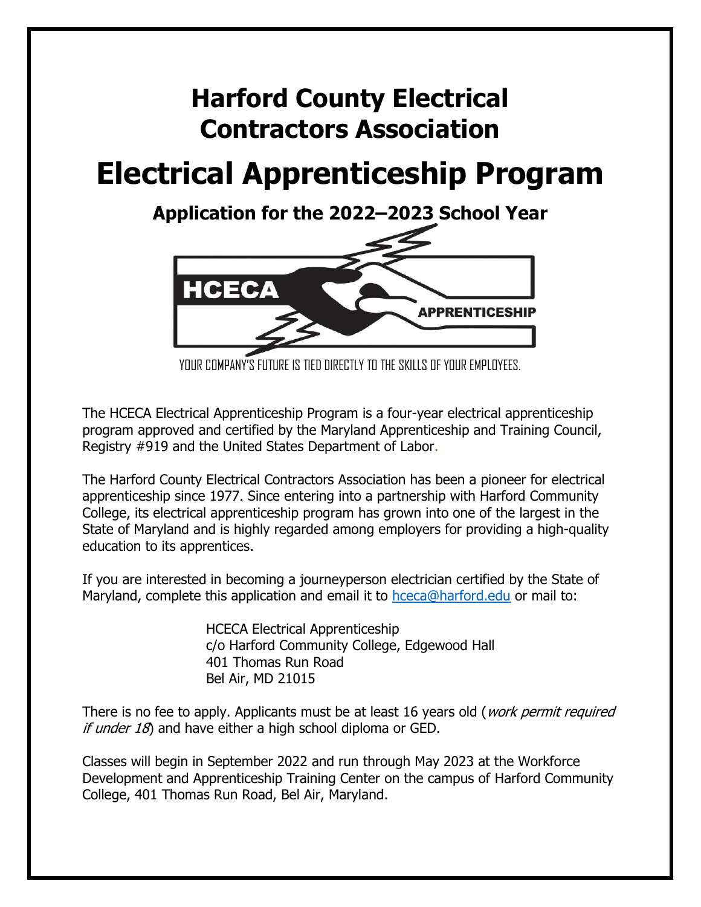# Harford County Electrical Contractors Association

# Electrical Apprenticeship Program

## Application for the 2022–2023 School Year

HCECA APPRENTICESHIP

YOUR COMPANY'S FUTURE IS TIED DIRECTLY TO THE SKILLS OF YOUR EMPLOYEES.

The HCECA Electrical Apprenticeship Program is a four-year electrical apprenticeship program approved and certified by the Maryland Apprenticeship and Training Council, Registry #919 and the United States Department of Labor.

The Harford County Electrical Contractors Association has been a pioneer for electrical apprenticeship since 1977. Since entering into a partnership with Harford Community College, its electrical apprenticeship program has grown into one of the largest in the State of Maryland and is highly regarded among employers for providing a high-quality education to its apprentices.

If you are interested in becoming a journeyperson electrician certified by the State of Maryland, complete this application and email it to hceca@harford.edu or mail to:

HCECA Electrical Apprenticeship
c/o Harford Community College, Edgewood Hall
401 Thomas Run Road
Bel Air, MD 21015

There is no fee to apply. Applicants must be at least 16 years old (*work permit required if under 18*) and have either a high school diploma or GED.

Classes will begin in September 2022 and run through May 2023 at the Workforce Development and Apprenticeship Training Center on the campus of Harford Community College, 401 Thomas Run Road, Bel Air, Maryland.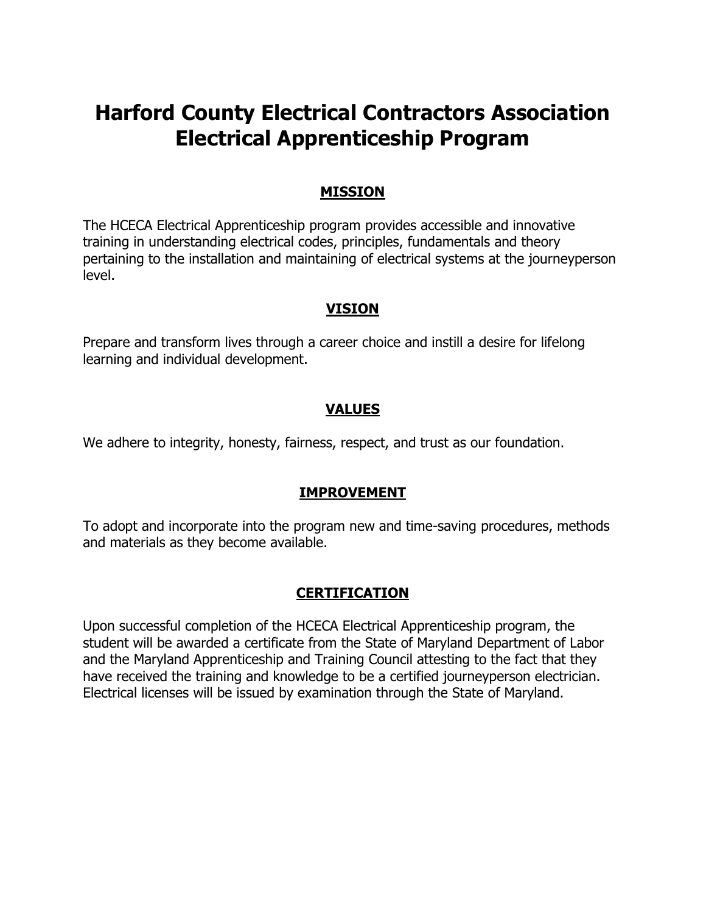# Harford County Electrical Contractors Association Electrical Apprenticeship Program

## MISSION

The HCECA Electrical Apprenticeship program provides accessible and innovative training in understanding electrical codes, principles, fundamentals and theory pertaining to the installation and maintaining of electrical systems at the journeyperson level.

## VISION

Prepare and transform lives through a career choice and instill a desire for lifelong learning and individual development.

## VALUES

We adhere to integrity, honesty, fairness, respect, and trust as our foundation.

## IMPROVEMENT

To adopt and incorporate into the program new and time-saving procedures, methods and materials as they become available.

## CERTIFICATION

Upon successful completion of the HCECA Electrical Apprenticeship program, the student will be awarded a certificate from the State of Maryland Department of Labor and the Maryland Apprenticeship and Training Council attesting to the fact that they have received the training and knowledge to be a certified journeyperson electrician. Electrical licenses will be issued by examination through the State of Maryland.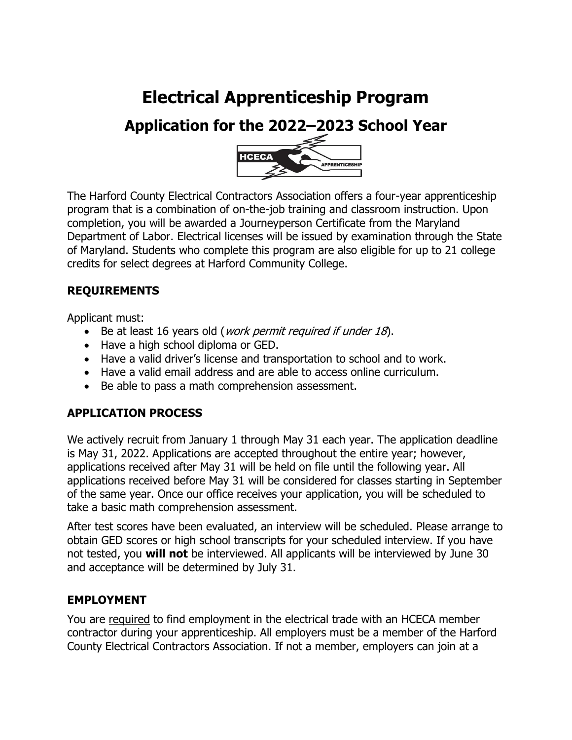# Electrical Apprenticeship Program

## Application for the 2022–2023 School Year

The Harford County Electrical Contractors Association offers a four-year apprenticeship program that is a combination of on-the-job training and classroom instruction. Upon completion, you will be awarded a Journeyperson Certificate from the Maryland Department of Labor. Electrical licenses will be issued by examination through the State of Maryland. Students who complete this program are also eligible for up to 21 college credits for select degrees at Harford Community College.

### REQUIREMENTS

Applicant must:

- Be at least 16 years old (*work permit required if under 18*).
- Have a high school diploma or GED.
- Have a valid driver's license and transportation to school and to work.
- Have a valid email address and are able to access online curriculum.
- Be able to pass a math comprehension assessment.

### APPLICATION PROCESS

We actively recruit from January 1 through May 31 each year. The application deadline is May 31, 2022. Applications are accepted throughout the entire year; however, applications received after May 31 will be held on file until the following year. All applications received before May 31 will be considered for classes starting in September of the same year. Once our office receives your application, you will be scheduled to take a basic math comprehension assessment.

After test scores have been evaluated, an interview will be scheduled. Please arrange to obtain GED scores or high school transcripts for your scheduled interview. If you have not tested, you **will not** be interviewed. All applicants will be interviewed by June 30 and acceptance will be determined by July 31.

### EMPLOYMENT

You are <u>required</u> to find employment in the electrical trade with an HCECA member contractor during your apprenticeship. All employers must be a member of the Harford County Electrical Contractors Association. If not a member, employers can join at a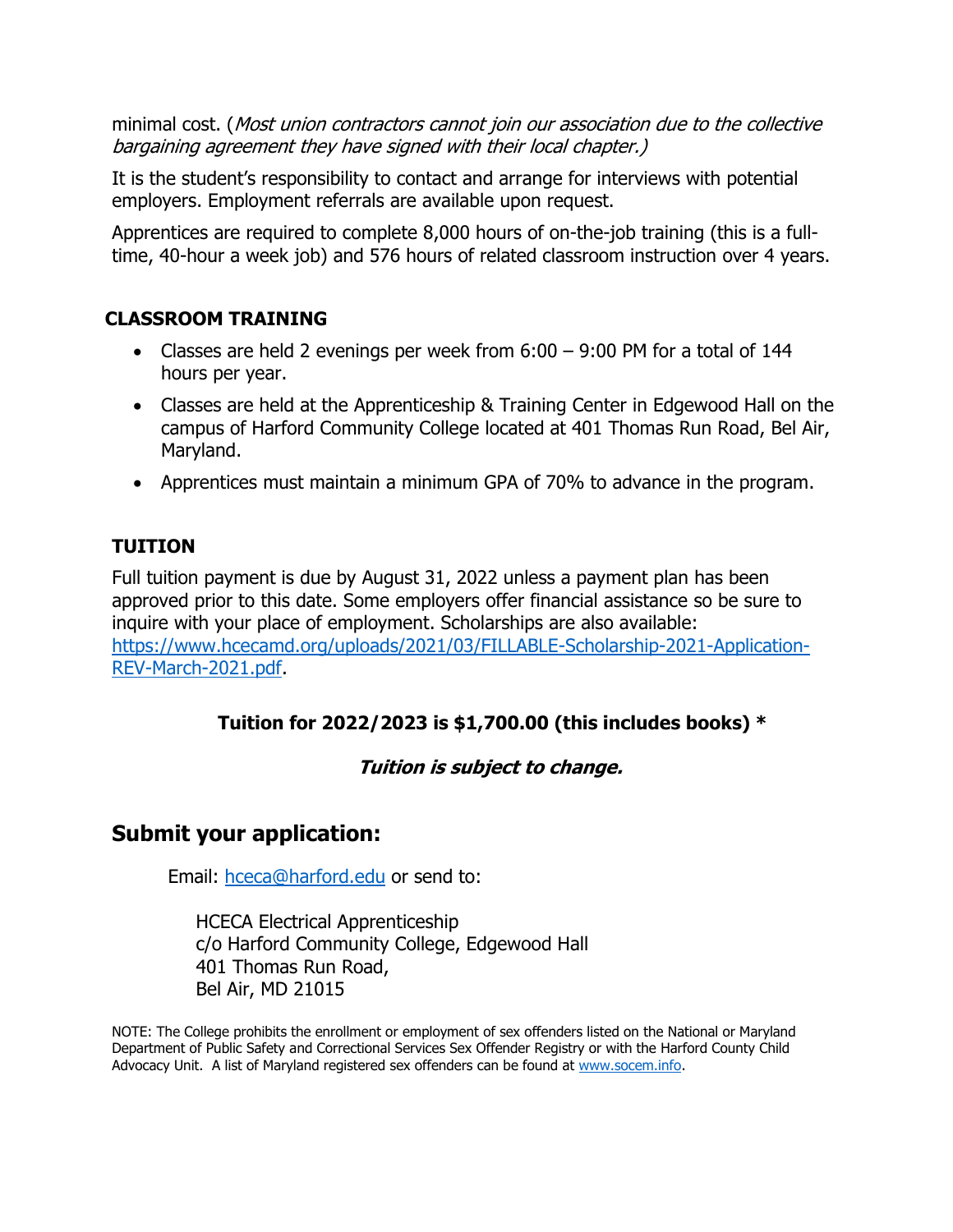minimal cost. (*Most union contractors cannot join our association due to the collective bargaining agreement they have signed with their local chapter.)*

It is the student's responsibility to contact and arrange for interviews with potential employers. Employment referrals are available upon request.

Apprentices are required to complete 8,000 hours of on-the-job training (this is a full-time, 40-hour a week job) and 576 hours of related classroom instruction over 4 years.

## CLASSROOM TRAINING

- Classes are held 2 evenings per week from 6:00 – 9:00 PM for a total of 144 hours per year.
- Classes are held at the Apprenticeship & Training Center in Edgewood Hall on the campus of Harford Community College located at 401 Thomas Run Road, Bel Air, Maryland.
- Apprentices must maintain a minimum GPA of 70% to advance in the program.

## TUITION

Full tuition payment is due by August 31, 2022 unless a payment plan has been approved prior to this date. Some employers offer financial assistance so be sure to inquire with your place of employment. Scholarships are also available: https://www.hcecamd.org/uploads/2021/03/FILLABLE-Scholarship-2021-Application-REV-March-2021.pdf.

**Tuition for 2022/2023 is $1,700.00 (this includes books) ***

***Tuition is subject to change.***

# Submit your application:

Email: hceca@harford.edu or send to:

HCECA Electrical Apprenticeship
c/o Harford Community College, Edgewood Hall
401 Thomas Run Road,
Bel Air, MD 21015

NOTE: The College prohibits the enrollment or employment of sex offenders listed on the National or Maryland Department of Public Safety and Correctional Services Sex Offender Registry or with the Harford County Child Advocacy Unit. A list of Maryland registered sex offenders can be found at www.socem.info.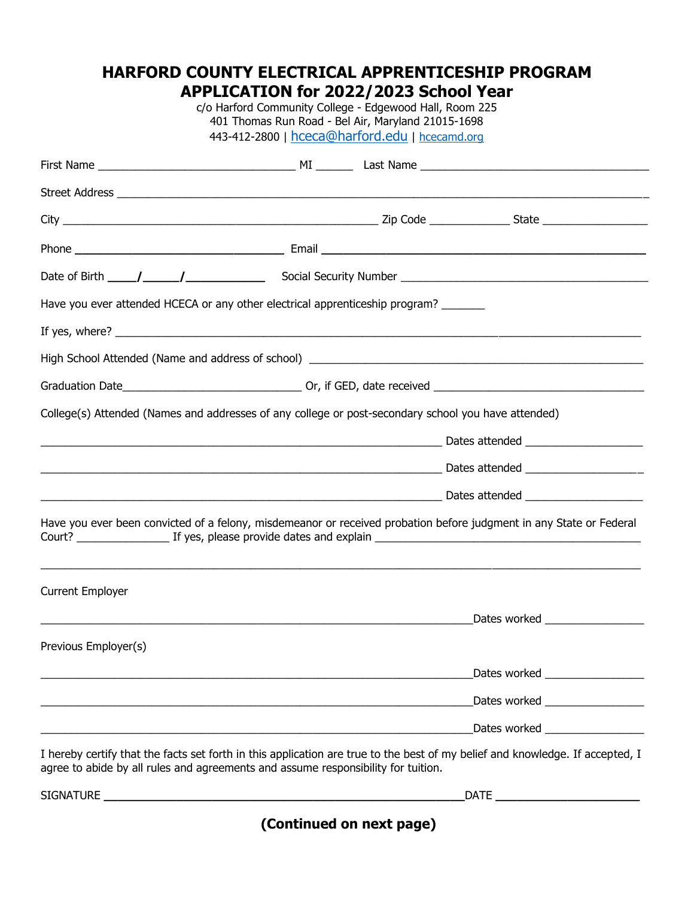# HARFORD COUNTY ELECTRICAL APPRENTICESHIP PROGRAM
# APPLICATION for 2022/2023 School Year

c/o Harford Community College - Edgewood Hall, Room 225
401 Thomas Run Road - Bel Air, Maryland 21015-1698
443-412-2800 | hceca@harford.edu | hcecamd.org

First Name ________________________________ MI ______ Last Name ____________________________________

Street Address ______________________________________________________________________________________

City ___________________________________________________ Zip Code _____________ State _________________

Phone __________________________________ Email ________________________________________________

Date of Birth ____/_____/___________ Social Security Number ________________________________________

Have you ever attended HCECA or any other electrical apprenticeship program? _______

If yes, where? ______________________________________________________________________________________

High School Attended (Name and address of school) ______________________________________________________

Graduation Date_____________________________ Or, if GED, date received __________________________________

College(s) Attended (Names and addresses of any college or post-secondary school you have attended)

_________________________________________________________________ Dates attended ___________________

_________________________________________________________________ Dates attended ___________________

_________________________________________________________________ Dates attended ___________________

Have you ever been convicted of a felony, misdemeanor or received probation before judgment in any State or Federal Court? ______________ If yes, please provide dates and explain ___________________________________________

____________________________________________________________________________________________________

Current Employer

______________________________________________________________________Dates worked ________________

Previous Employer(s)

______________________________________________________________________Dates worked ________________

______________________________________________________________________Dates worked ________________

______________________________________________________________________Dates worked ________________

I hereby certify that the facts set forth in this application are true to the best of my belief and knowledge. If accepted, I agree to abide by all rules and agreements and assume responsibility for tuition.

SIGNATURE ___________________________________________________________DATE ______________________

**(Continued on next page)**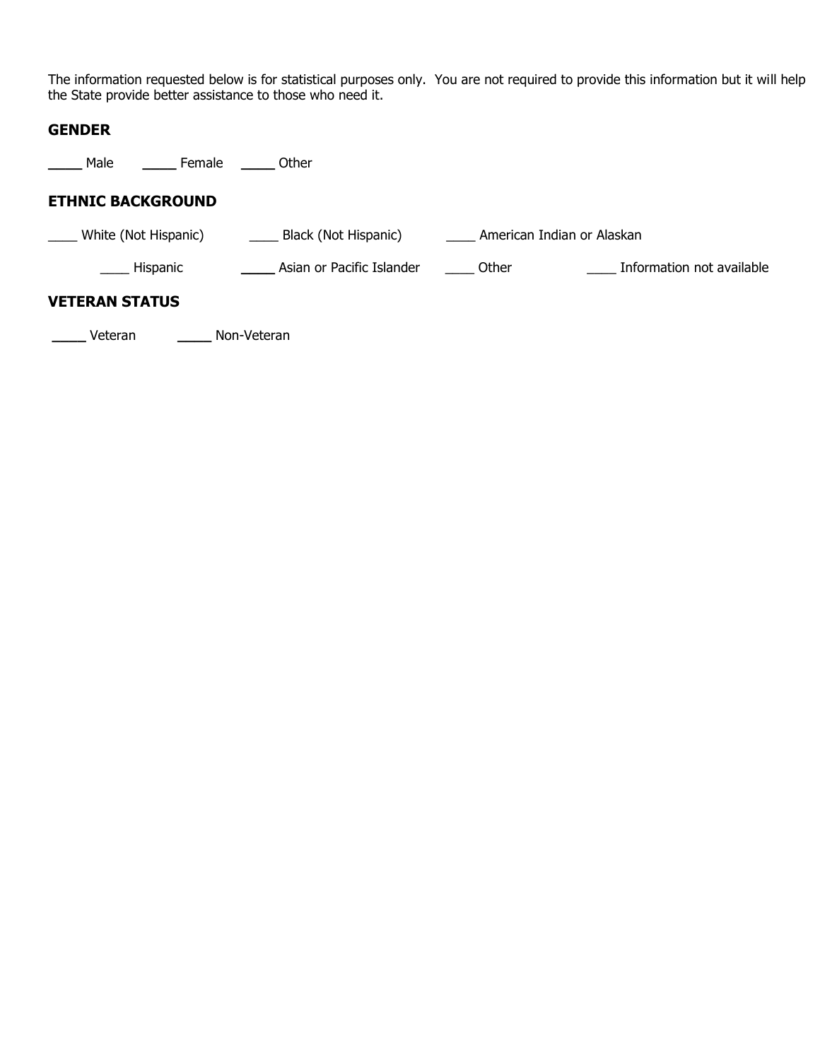The information requested below is for statistical purposes only. You are not required to provide this information but it will help the State provide better assistance to those who need it.

**GENDER**

_____ Male _____ Female _____ Other

**ETHNIC BACKGROUND**

____ White (Not Hispanic) ____ Black (Not Hispanic) ____ American Indian or Alaskan

____ Hispanic _____ Asian or Pacific Islander ____ Other ____ Information not available

**VETERAN STATUS**

_____ Veteran _____ Non-Veteran